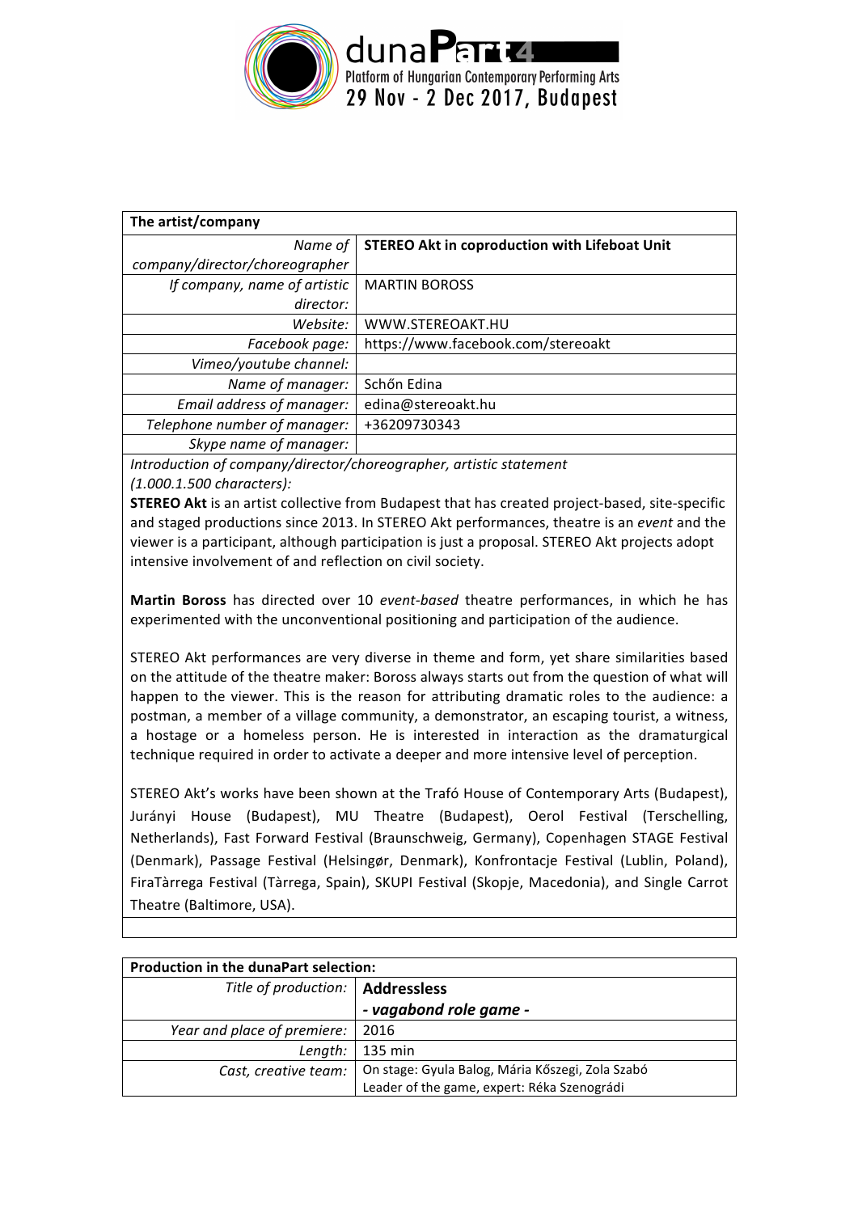dunaPart4
Platform of Hungarian Contemporary Performing Arts
29 Nov - 2 Dec 2017, Budapest

| **The artist/company** | |
|---|---|
| *Name of company/director/choreographer* | **STEREO Akt in coproduction with Lifeboat Unit** |
| *If company, name of artistic director:* | MARTIN BOROSS |
| *Website:* | WWW.STEREOAKT.HU |
| *Facebook page:* | https://www.facebook.com/stereoakt |
| *Vimeo/youtube channel:* | |
| *Name of manager:* | Schőn Edina |
| *Email address of manager:* | edina@stereoakt.hu |
| *Telephone number of manager:* | +36209730343 |
| *Skype name of manager:* | |

*Introduction of company/director/choreographer, artistic statement (1.000.1.500 characters):*

**STEREO Akt** is an artist collective from Budapest that has created project-based, site-specific and staged productions since 2013. In STEREO Akt performances, theatre is an *event* and the viewer is a participant, although participation is just a proposal. STEREO Akt projects adopt intensive involvement of and reflection on civil society.

**Martin Boross** has directed over 10 *event-based* theatre performances, in which he has experimented with the unconventional positioning and participation of the audience.

STEREO Akt performances are very diverse in theme and form, yet share similarities based on the attitude of the theatre maker: Boross always starts out from the question of what will happen to the viewer. This is the reason for attributing dramatic roles to the audience: a postman, a member of a village community, a demonstrator, an escaping tourist, a witness, a hostage or a homeless person. He is interested in interaction as the dramaturgical technique required in order to activate a deeper and more intensive level of perception.

STEREO Akt's works have been shown at the Trafó House of Contemporary Arts (Budapest), Jurányi House (Budapest), MU Theatre (Budapest), Oerol Festival (Terschelling, Netherlands), Fast Forward Festival (Braunschweig, Germany), Copenhagen STAGE Festival (Denmark), Passage Festival (Helsingør, Denmark), Konfrontacje Festival (Lublin, Poland), FiraTàrrega Festival (Tàrrega, Spain), SKUPI Festival (Skopje, Macedonia), and Single Carrot Theatre (Baltimore, USA).

| **Production in the dunaPart selection:** | |
|---|---|
| *Title of production:* | **Addressless** ***- vagabond role game -*** |
| *Year and place of premiere:* | 2016 |
| *Length:* | 135 min |
| *Cast, creative team:* | On stage: Gyula Balog, Mária Kőszegi, Zola Szabó<br>Leader of the game, expert: Réka Szenográdi |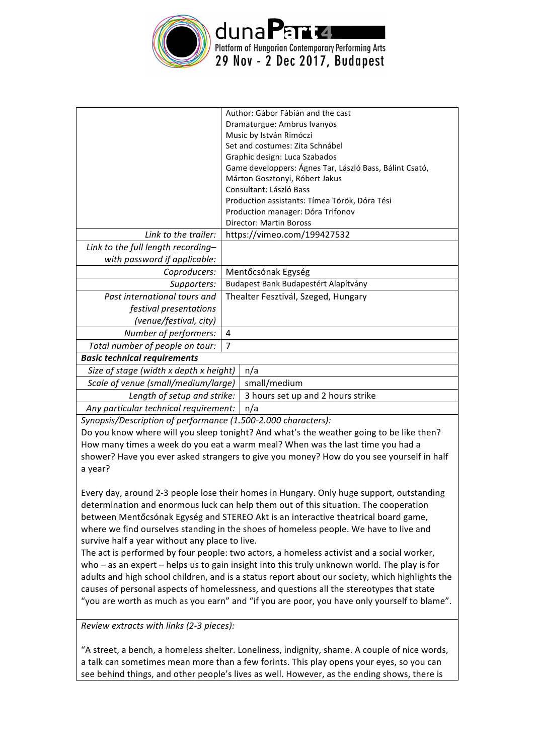| | |
|---|---|
| | Author: Gábor Fábián and the cast<br>Dramaturgue: Ambrus Ivanyos<br>Music by István Rimóczi<br>Set and costumes: Zita Schnábel<br>Graphic design: Luca Szabados<br>Game developpers: Ágnes Tar, László Bass, Bálint Csató, Márton Gosztonyi, Róbert Jakus<br>Consultant: László Bass<br>Production assistants: Tímea Török, Dóra Tési<br>Production manager: Dóra Trifonov<br>Director: Martin Boross |
| *Link to the trailer:* | https://vimeo.com/199427532 |
| *Link to the full length recording– with password if applicable:* | |
| *Coproducers:* | Mentőcsónak Egység |
| *Supporters:* | Budapest Bank Budapestért Alapítvány |
| *Past international tours and festival presentations (venue/festival, city)* | Thealter Fesztivál, Szeged, Hungary |
| *Number of performers:* | 4 |
| *Total number of people on tour:* | 7 |
| ***Basic technical requirements*** | |
| *Size of stage (width x depth x height)* | n/a |
| *Scale of venue (small/medium/large)* | small/medium |
| *Length of setup and strike:* | 3 hours set up and 2 hours strike |
| *Any particular technical requirement:* | n/a |

*Synopsis/Description of performance (1.500-2.000 characters):*

Do you know where will you sleep tonight? And what's the weather going to be like then? How many times a week do you eat a warm meal? When was the last time you had a shower? Have you ever asked strangers to give you money? How do you see yourself in half a year?

Every day, around 2-3 people lose their homes in Hungary. Only huge support, outstanding determination and enormous luck can help them out of this situation. The cooperation between Mentőcsónak Egység and STEREO Akt is an interactive theatrical board game, where we find ourselves standing in the shoes of homeless people. We have to live and survive half a year without any place to live.

The act is performed by four people: two actors, a homeless activist and a social worker, who – as an expert – helps us to gain insight into this truly unknown world. The play is for adults and high school children, and is a status report about our society, which highlights the causes of personal aspects of homelessness, and questions all the stereotypes that state "you are worth as much as you earn" and "if you are poor, you have only yourself to blame".

*Review extracts with links (2-3 pieces):*

"A street, a bench, a homeless shelter. Loneliness, indignity, shame. A couple of nice words, a talk can sometimes mean more than a few forints. This play opens your eyes, so you can see behind things, and other people's lives as well. However, as the ending shows, there is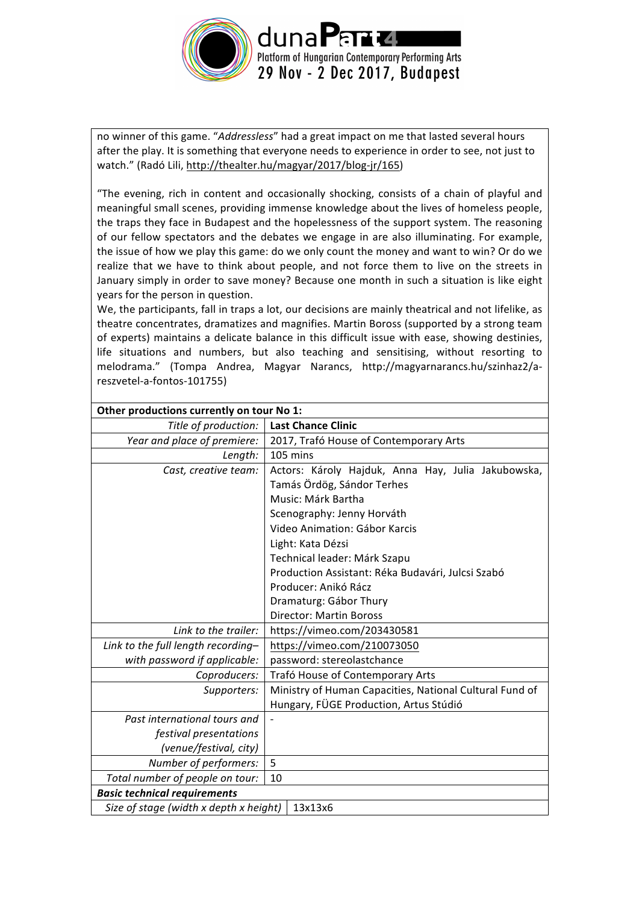no winner of this game. "*Addressless*" had a great impact on me that lasted several hours after the play. It is something that everyone needs to experience in order to see, not just to watch." (Radó Lili, http://thealter.hu/magyar/2017/blog-jr/165)

"The evening, rich in content and occasionally shocking, consists of a chain of playful and meaningful small scenes, providing immense knowledge about the lives of homeless people, the traps they face in Budapest and the hopelessness of the support system. The reasoning of our fellow spectators and the debates we engage in are also illuminating. For example, the issue of how we play this game: do we only count the money and want to win? Or do we realize that we have to think about people, and not force them to live on the streets in January simply in order to save money? Because one month in such a situation is like eight years for the person in question.
We, the participants, fall in traps a lot, our decisions are mainly theatrical and not lifelike, as theatre concentrates, dramatizes and magnifies. Martin Boross (supported by a strong team of experts) maintains a delicate balance in this difficult issue with ease, showing destinies, life situations and numbers, but also teaching and sensitising, without resorting to melodrama." (Tompa Andrea, Magyar Narancs, http://magyarnarancs.hu/szinhaz2/a-reszvetel-a-fontos-101755)

| **Other productions currently on tour No 1:** | |
|---|---|
| *Title of production:* | **Last Chance Clinic** |
| *Year and place of premiere:* | 2017, Trafó House of Contemporary Arts |
| *Length:* | 105 mins |
| *Cast, creative team:* | Actors: Károly Hajduk, Anna Hay, Julia Jakubowska, Tamás Ördög, Sándor Terhes<br>Music: Márk Bartha<br>Scenography: Jenny Horváth<br>Video Animation: Gábor Karcis<br>Light: Kata Dézsi<br>Technical leader: Márk Szapu<br>Production Assistant: Réka Budavári, Julcsi Szabó<br>Producer: Anikó Rácz<br>Dramaturg: Gábor Thury<br>Director: Martin Boross |
| *Link to the trailer:* | https://vimeo.com/203430581 |
| *Link to the full length recording– with password if applicable:* | https://vimeo.com/210073050<br>password: stereolastchance |
| *Coproducers:* | Trafó House of Contemporary Arts |
| *Supporters:* | Ministry of Human Capacities, National Cultural Fund of Hungary, FÜGE Production, Artus Stúdió |
| *Past international tours and festival presentations (venue/festival, city)* | - |
| *Number of performers:* | 5 |
| *Total number of people on tour:* | 10 |
| ***Basic technical requirements*** | |
| *Size of stage (width x depth x height)* | 13x13x6 |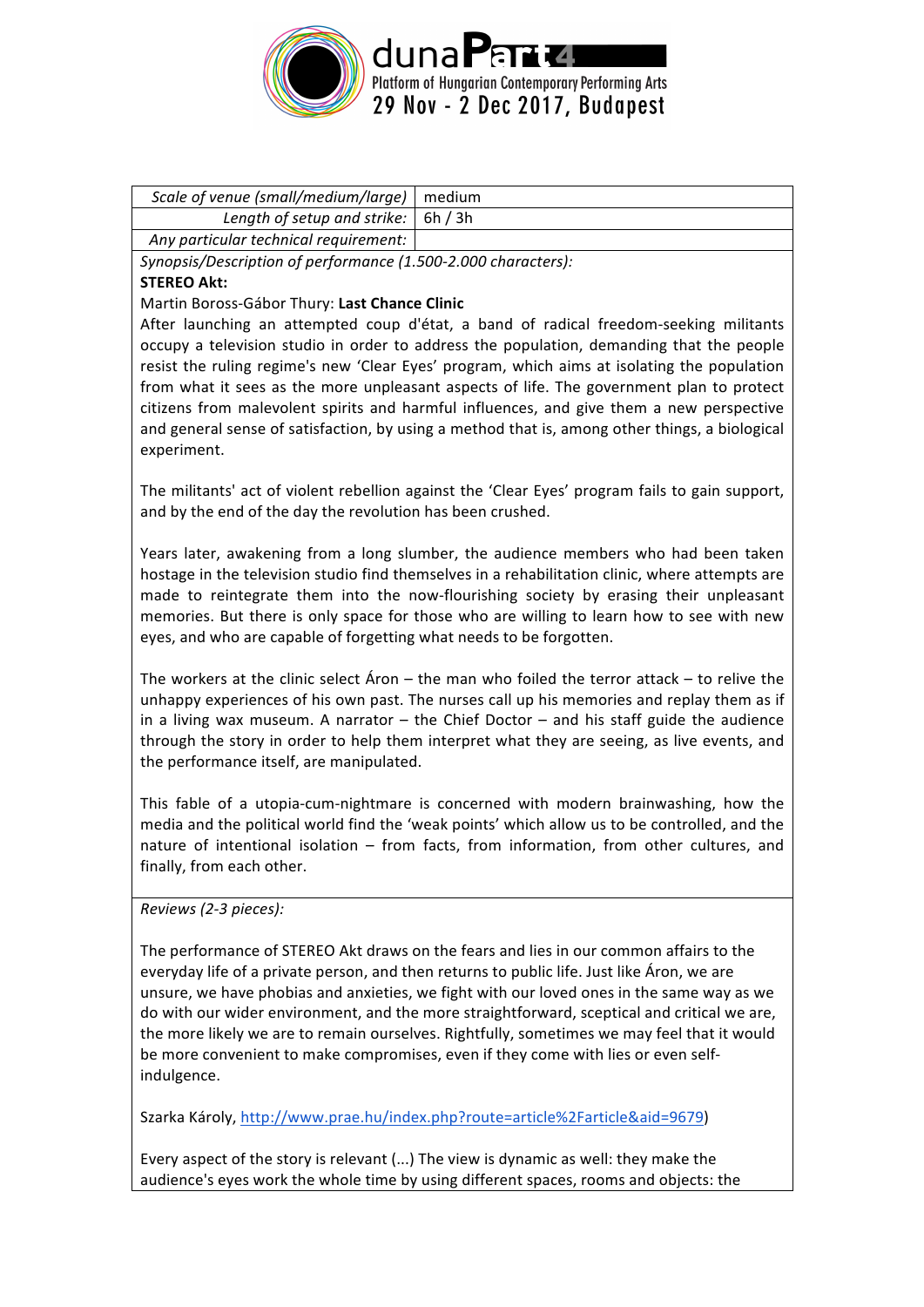| Scale of venue (small/medium/large) | medium |
|---|---|
| Length of setup and strike: | 6h / 3h |
| Any particular technical requirement: | |

*Synopsis/Description of performance (1.500-2.000 characters):*

**STEREO Akt:**

Martin Boross-Gábor Thury: **Last Chance Clinic**

After launching an attempted coup d'état, a band of radical freedom-seeking militants occupy a television studio in order to address the population, demanding that the people resist the ruling regime's new 'Clear Eyes' program, which aims at isolating the population from what it sees as the more unpleasant aspects of life. The government plan to protect citizens from malevolent spirits and harmful influences, and give them a new perspective and general sense of satisfaction, by using a method that is, among other things, a biological experiment.

The militants' act of violent rebellion against the 'Clear Eyes' program fails to gain support, and by the end of the day the revolution has been crushed.

Years later, awakening from a long slumber, the audience members who had been taken hostage in the television studio find themselves in a rehabilitation clinic, where attempts are made to reintegrate them into the now-flourishing society by erasing their unpleasant memories. But there is only space for those who are willing to learn how to see with new eyes, and who are capable of forgetting what needs to be forgotten.

The workers at the clinic select Áron – the man who foiled the terror attack – to relive the unhappy experiences of his own past. The nurses call up his memories and replay them as if in a living wax museum. A narrator – the Chief Doctor – and his staff guide the audience through the story in order to help them interpret what they are seeing, as live events, and the performance itself, are manipulated.

This fable of a utopia-cum-nightmare is concerned with modern brainwashing, how the media and the political world find the 'weak points' which allow us to be controlled, and the nature of intentional isolation – from facts, from information, from other cultures, and finally, from each other.

*Reviews (2-3 pieces):*

The performance of STEREO Akt draws on the fears and lies in our common affairs to the everyday life of a private person, and then returns to public life. Just like Áron, we are unsure, we have phobias and anxieties, we fight with our loved ones in the same way as we do with our wider environment, and the more straightforward, sceptical and critical we are, the more likely we are to remain ourselves. Rightfully, sometimes we may feel that it would be more convenient to make compromises, even if they come with lies or even self-indulgence.

Szarka Károly, http://www.prae.hu/index.php?route=article%2Farticle&aid=9679)

Every aspect of the story is relevant (...) The view is dynamic as well: they make the audience's eyes work the whole time by using different spaces, rooms and objects: the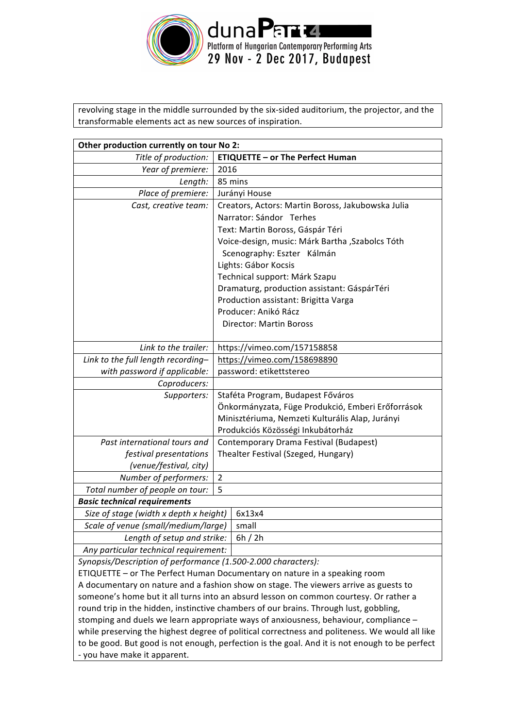revolving stage in the middle surrounded by the six-sided auditorium, the projector, and the transformable elements act as new sources of inspiration.

| **Other production currently on tour No 2:** | |
|---|---|
| *Title of production:* | **ETIQUETTE – or The Perfect Human** |
| *Year of premiere:* | 2016 |
| *Length:* | 85 mins |
| *Place of premiere:* | Jurányi House |
| *Cast, creative team:* | Creators, Actors: Martin Boross, Jakubowska Julia<br>Narrator: Sándor Terhes<br>Text: Martin Boross, Gáspár Téri<br>Voice-design, music: Márk Bartha ,Szabolcs Tóth<br>Scenography: Eszter Kálmán<br>Lights: Gábor Kocsis<br>Technical support: Márk Szapu<br>Dramaturg, production assistant: GáspárTéri<br>Production assistant: Brigitta Varga<br>Producer: Anikó Rácz<br>Director: Martin Boross |
| *Link to the trailer:* | https://vimeo.com/157158858 |
| *Link to the full length recording– with password if applicable:* | https://vimeo.com/158698890<br>password: etikettstereo |
| *Coproducers:* | |
| *Supporters:* | Staféta Program, Budapest Főváros Önkormányzata, Füge Produkció, Emberi Erőforrások Minisztériuma, Nemzeti Kulturális Alap, Jurányi Produkciós Közösségi Inkubátorház |
| *Past international tours and festival presentations (venue/festival, city)* | Contemporary Drama Festival (Budapest)<br>Thealter Festival (Szeged, Hungary) |
| *Number of performers:* | 2 |
| *Total number of people on tour:* | 5 |
| ***Basic technical requirements*** | |
| *Size of stage (width x depth x height)* | 6x13x4 |
| *Scale of venue (small/medium/large)* | small |
| *Length of setup and strike:* | 6h / 2h |
| *Any particular technical requirement:* | |

*Synopsis/Description of performance (1.500-2.000 characters):*

ETIQUETTE – or The Perfect Human Documentary on nature in a speaking room
A documentary on nature and a fashion show on stage. The viewers arrive as guests to someone's home but it all turns into an absurd lesson on common courtesy. Or rather a round trip in the hidden, instinctive chambers of our brains. Through lust, gobbling, stomping and duels we learn appropriate ways of anxiousness, behaviour, compliance – while preserving the highest degree of political correctness and politeness. We would all like to be good. But good is not enough, perfection is the goal. And it is not enough to be perfect - you have make it apparent.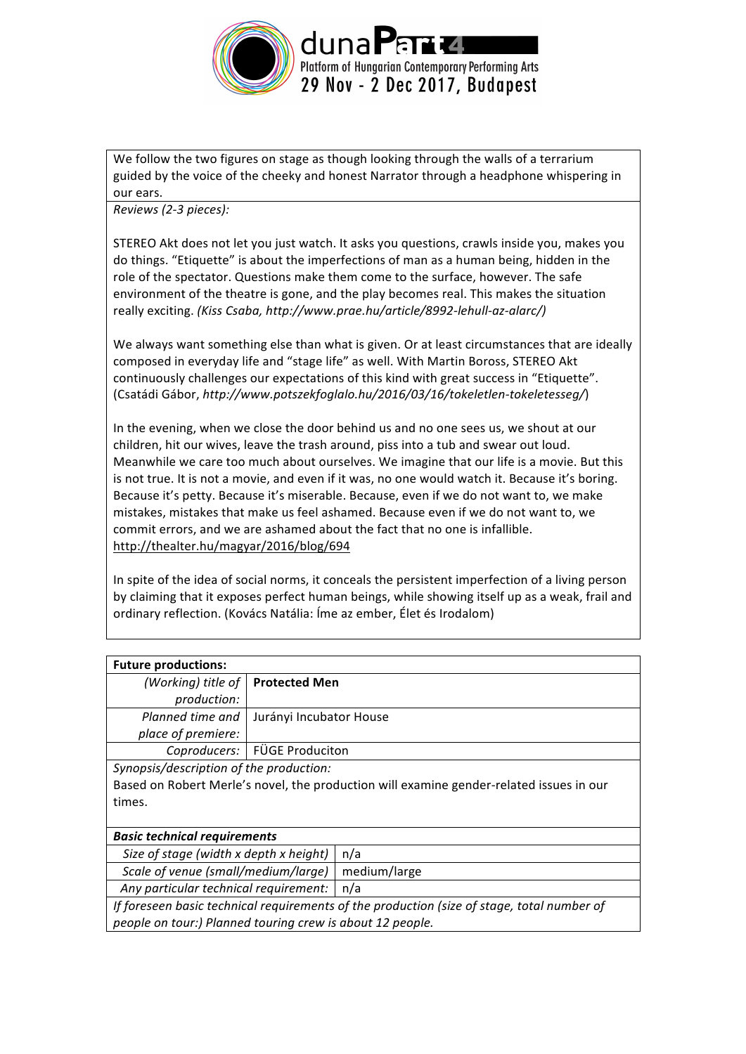We follow the two figures on stage as though looking through the walls of a terrarium guided by the voice of the cheeky and honest Narrator through a headphone whispering in our ears.

*Reviews (2-3 pieces):*

STEREO Akt does not let you just watch. It asks you questions, crawls inside you, makes you do things. "Etiquette" is about the imperfections of man as a human being, hidden in the role of the spectator. Questions make them come to the surface, however. The safe environment of the theatre is gone, and the play becomes real. This makes the situation really exciting. *(Kiss Csaba, http://www.prae.hu/article/8992-lehull-az-alarc/)*

We always want something else than what is given. Or at least circumstances that are ideally composed in everyday life and "stage life" as well. With Martin Boross, STEREO Akt continuously challenges our expectations of this kind with great success in "Etiquette". (Csatádi Gábor, *http://www.potszekfoglalo.hu/2016/03/16/tokeletlen-tokeletesseg/*)

In the evening, when we close the door behind us and no one sees us, we shout at our children, hit our wives, leave the trash around, piss into a tub and swear out loud. Meanwhile we care too much about ourselves. We imagine that our life is a movie. But this is not true. It is not a movie, and even if it was, no one would watch it. Because it's boring. Because it's petty. Because it's miserable. Because, even if we do not want to, we make mistakes, mistakes that make us feel ashamed. Because even if we do not want to, we commit errors, and we are ashamed about the fact that no one is infallible.
http://thealter.hu/magyar/2016/blog/694

In spite of the idea of social norms, it conceals the persistent imperfection of a living person by claiming that it exposes perfect human beings, while showing itself up as a weak, frail and ordinary reflection. (Kovács Natália: Íme az ember, Élet és Irodalom)

**Future productions:**

| | |
|---|---|
| *(Working) title of production:* | **Protected Men** |
| *Planned time and place of premiere:* | Jurányi Incubator House |
| *Coproducers:* | FÜGE Produciton |

*Synopsis/description of the production:*
Based on Robert Merle's novel, the production will examine gender-related issues in our times.

***Basic technical requirements***

| | |
|---|---|
| *Size of stage (width x depth x height)* | n/a |
| *Scale of venue (small/medium/large)* | medium/large |
| *Any particular technical requirement:* | n/a |

*If foreseen basic technical requirements of the production (size of stage, total number of people on tour:) Planned touring crew is about 12 people.*